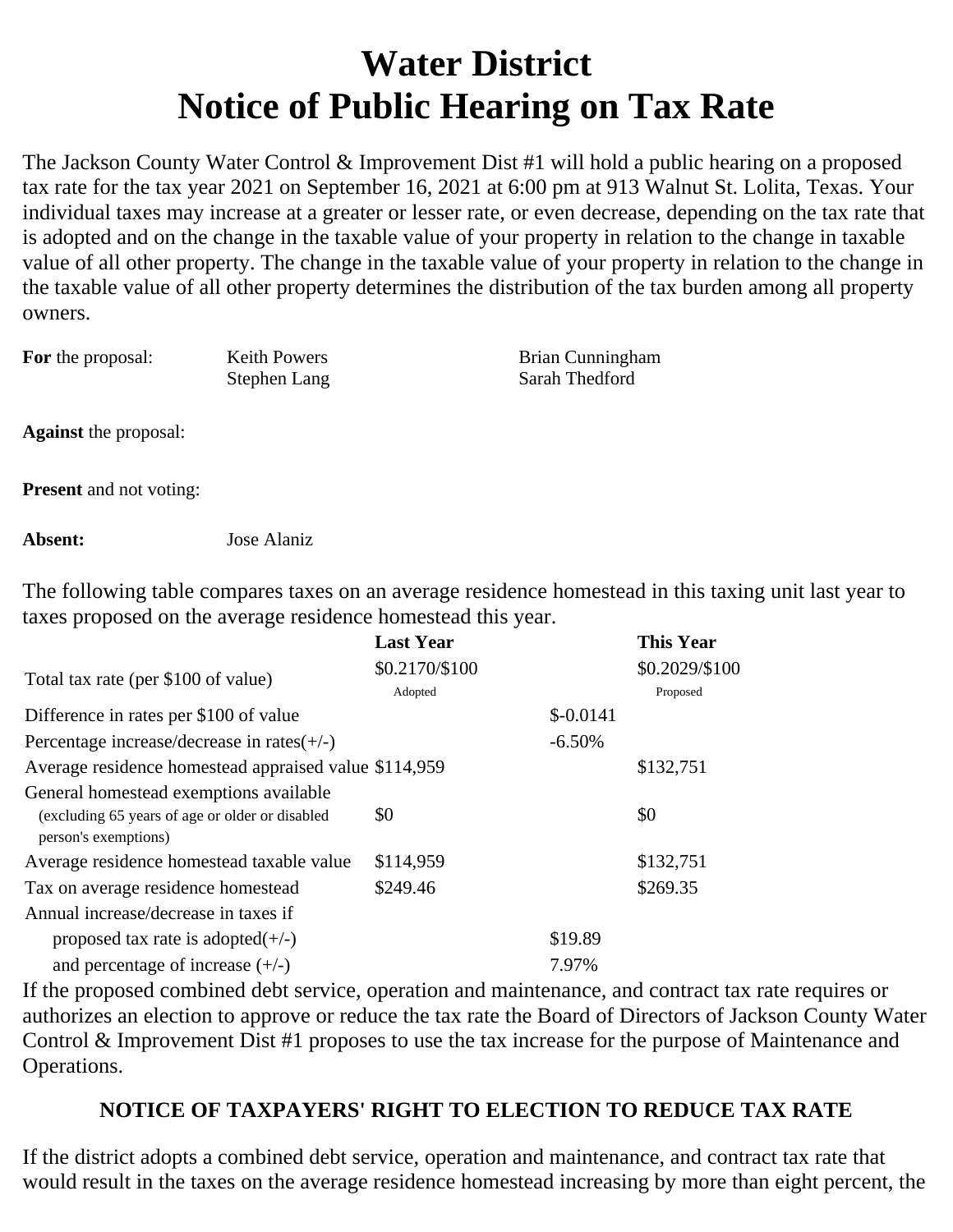# Water District
# Notice of Public Hearing on Tax Rate

The Jackson County Water Control & Improvement Dist #1 will hold a public hearing on a proposed tax rate for the tax year 2021 on September 16, 2021 at 6:00 pm at 913 Walnut St. Lolita, Texas. Your individual taxes may increase at a greater or lesser rate, or even decrease, depending on the tax rate that is adopted and on the change in the taxable value of your property in relation to the change in taxable value of all other property. The change in the taxable value of your property in relation to the change in the taxable value of all other property determines the distribution of the tax burden among all property owners.

**For** the proposal: Keith Powers, Stephen Lang, Brian Cunningham, Sarah Thedford

**Against** the proposal:

**Present** and not voting:

**Absent:** Jose Alaniz

The following table compares taxes on an average residence homestead in this taxing unit last year to taxes proposed on the average residence homestead this year.

| | Last Year | | This Year |
|---|---|---|---|
| Total tax rate (per $100 of value) | $0.2170/$100 Adopted | | $0.2029/$100 Proposed |
| Difference in rates per $100 of value | | $-0.0141 | |
| Percentage increase/decrease in rates(+/-) | | -6.50% | |
| Average residence homestead appraised value | $114,959 | | $132,751 |
| General homestead exemptions available (excluding 65 years of age or older or disabled person's exemptions) | $0 | | $0 |
| Average residence homestead taxable value | $114,959 | | $132,751 |
| Tax on average residence homestead | $249.46 | | $269.35 |
| Annual increase/decrease in taxes if proposed tax rate is adopted(+/-) | | $19.89 | |
| and percentage of increase (+/-) | | 7.97% | |

If the proposed combined debt service, operation and maintenance, and contract tax rate requires or authorizes an election to approve or reduce the tax rate the Board of Directors of Jackson County Water Control & Improvement Dist #1 proposes to use the tax increase for the purpose of Maintenance and Operations.

### NOTICE OF TAXPAYERS' RIGHT TO ELECTION TO REDUCE TAX RATE

If the district adopts a combined debt service, operation and maintenance, and contract tax rate that would result in the taxes on the average residence homestead increasing by more than eight percent, the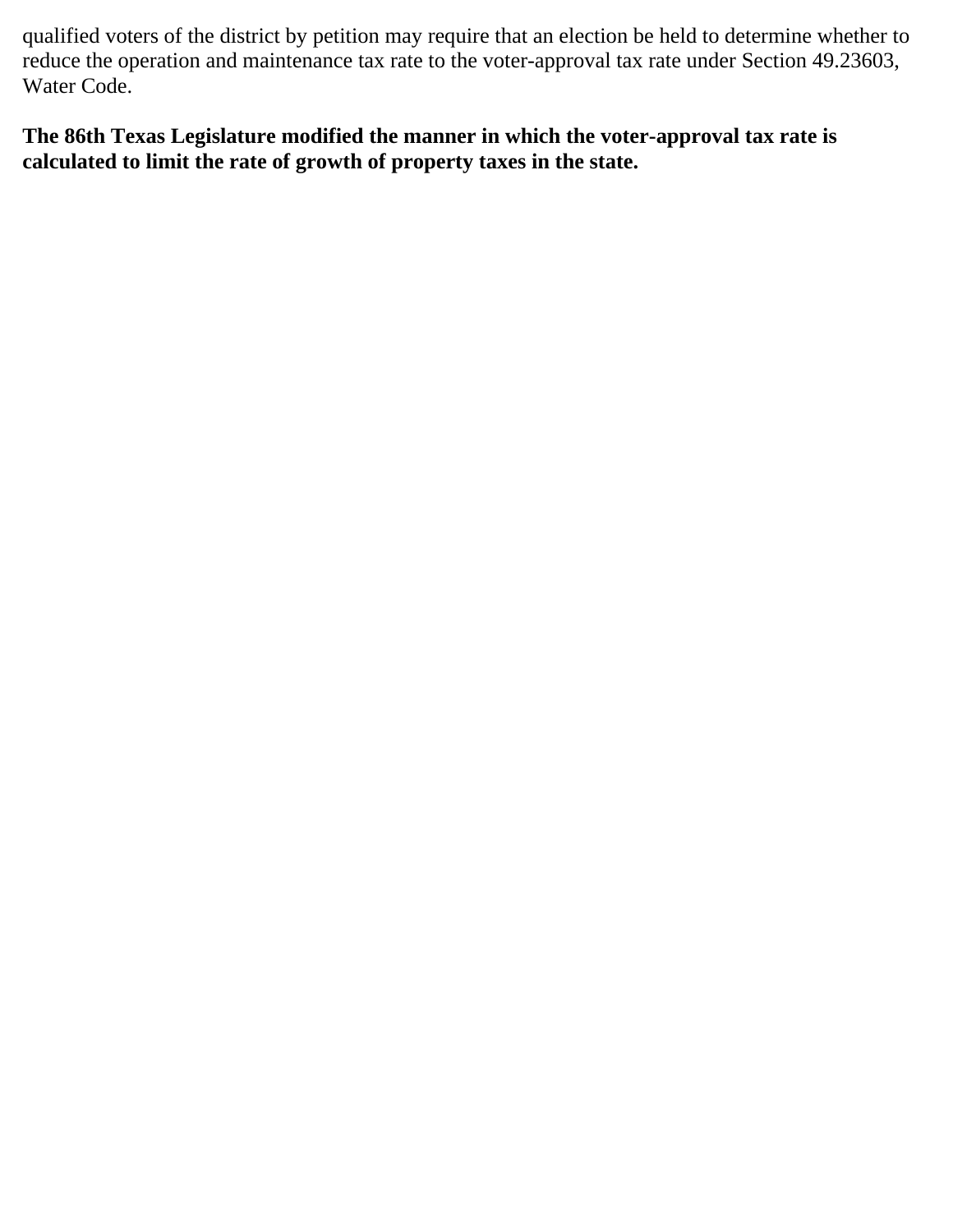qualified voters of the district by petition may require that an election be held to determine whether to reduce the operation and maintenance tax rate to the voter-approval tax rate under Section 49.23603, Water Code.

**The 86th Texas Legislature modified the manner in which the voter-approval tax rate is calculated to limit the rate of growth of property taxes in the state.**